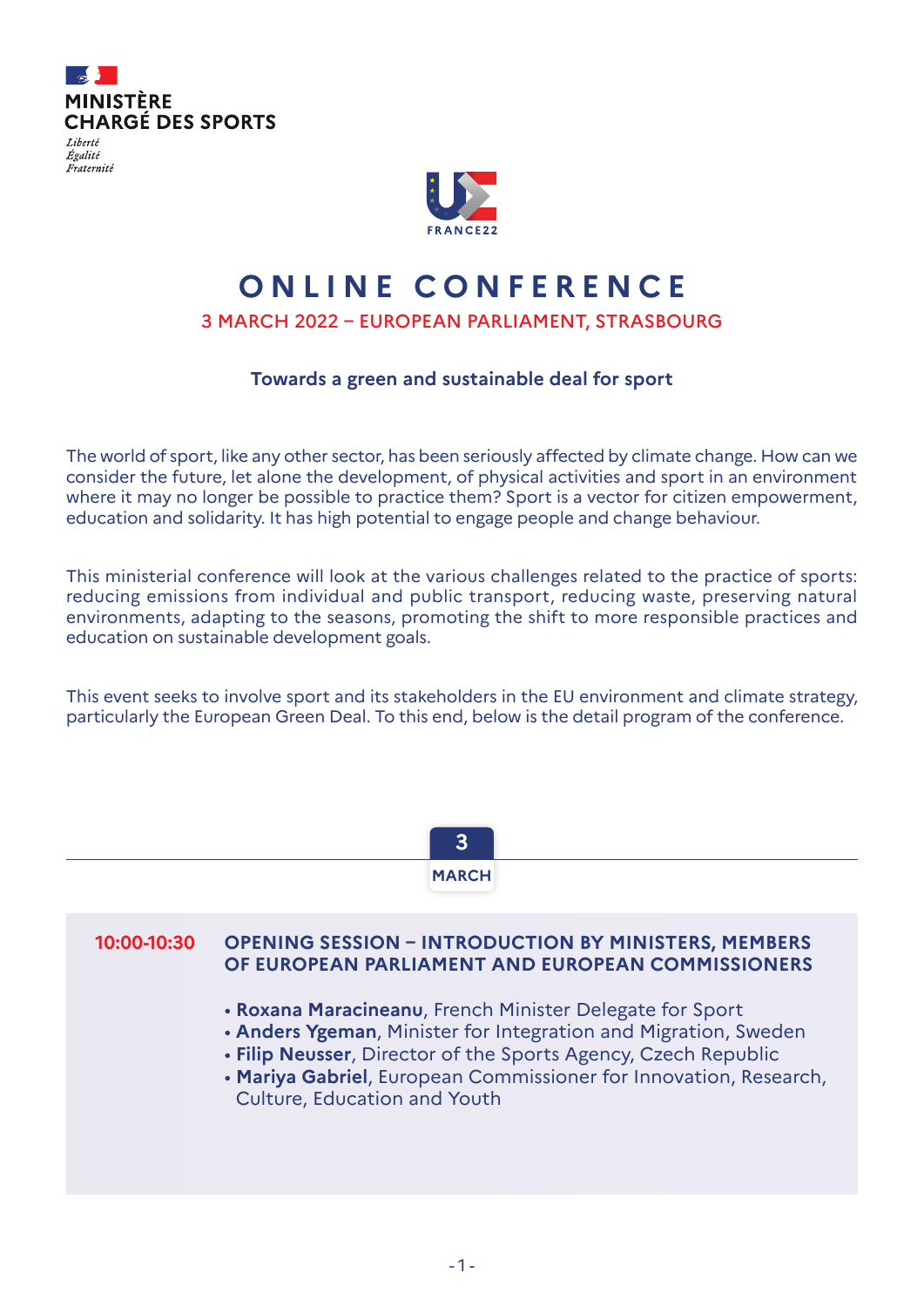MINISTÈRE
CHARGÉ DES SPORTS

*Liberté*
*Égalité*
*Fraternité*

FRANCE22

# ONLINE CONFERENCE

3 MARCH 2022 – EUROPEAN PARLIAMENT, STRASBOURG

## Towards a green and sustainable deal for sport

The world of sport, like any other sector, has been seriously affected by climate change. How can we consider the future, let alone the development, of physical activities and sport in an environment where it may no longer be possible to practice them? Sport is a vector for citizen empowerment, education and solidarity. It has high potential to engage people and change behaviour.

This ministerial conference will look at the various challenges related to the practice of sports: reducing emissions from individual and public transport, reducing waste, preserving natural environments, adapting to the seasons, promoting the shift to more responsible practices and education on sustainable development goals.

This event seeks to involve sport and its stakeholders in the EU environment and climate strategy, particularly the European Green Deal. To this end, below is the detail program of the conference.

**3**
**MARCH**

**10:00-10:30** **OPENING SESSION – INTRODUCTION BY MINISTERS, MEMBERS OF EUROPEAN PARLIAMENT AND EUROPEAN COMMISSIONERS**

- **Roxana Maracineanu**, French Minister Delegate for Sport
- **Anders Ygeman**, Minister for Integration and Migration, Sweden
- **Filip Neusser**, Director of the Sports Agency, Czech Republic
- **Mariya Gabriel**, European Commissioner for Innovation, Research, Culture, Education and Youth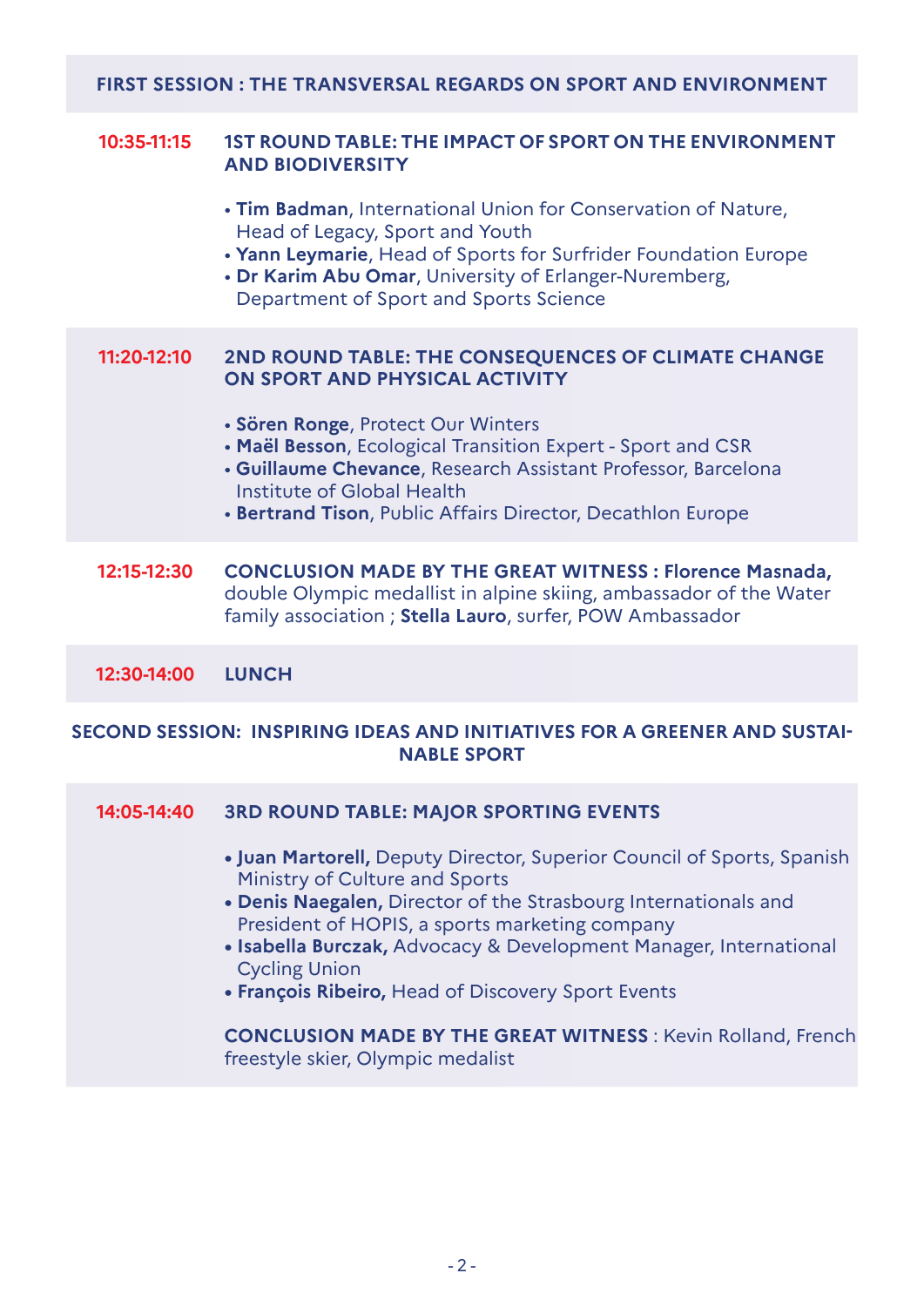## FIRST SESSION : THE TRANSVERSAL REGARDS ON SPORT AND ENVIRONMENT

**10:35-11:15** **1ST ROUND TABLE: THE IMPACT OF SPORT ON THE ENVIRONMENT AND BIODIVERSITY**

- **Tim Badman**, International Union for Conservation of Nature, Head of Legacy, Sport and Youth
- **Yann Leymarie**, Head of Sports for Surfrider Foundation Europe
- **Dr Karim Abu Omar**, University of Erlanger-Nuremberg, Department of Sport and Sports Science

**11:20-12:10** **2ND ROUND TABLE: THE CONSEQUENCES OF CLIMATE CHANGE ON SPORT AND PHYSICAL ACTIVITY**

- **Sören Ronge**, Protect Our Winters
- **Maël Besson**, Ecological Transition Expert - Sport and CSR
- **Guillaume Chevance**, Research Assistant Professor, Barcelona Institute of Global Health
- **Bertrand Tison**, Public Affairs Director, Decathlon Europe

**12:15-12:30** **CONCLUSION MADE BY THE GREAT WITNESS : Florence Masnada,** double Olympic medallist in alpine skiing, ambassador of the Water family association ; **Stella Lauro**, surfer, POW Ambassador

**12:30-14:00** **LUNCH**

## SECOND SESSION: INSPIRING IDEAS AND INITIATIVES FOR A GREENER AND SUSTAINABLE SPORT

**14:05-14:40** **3RD ROUND TABLE: MAJOR SPORTING EVENTS**

- **Juan Martorell,** Deputy Director, Superior Council of Sports, Spanish Ministry of Culture and Sports
- **Denis Naegalen,** Director of the Strasbourg Internationals and President of HOPIS, a sports marketing company
- **Isabella Burczak,** Advocacy & Development Manager, International Cycling Union
- **François Ribeiro,** Head of Discovery Sport Events

**CONCLUSION MADE BY THE GREAT WITNESS** : Kevin Rolland, French freestyle skier, Olympic medalist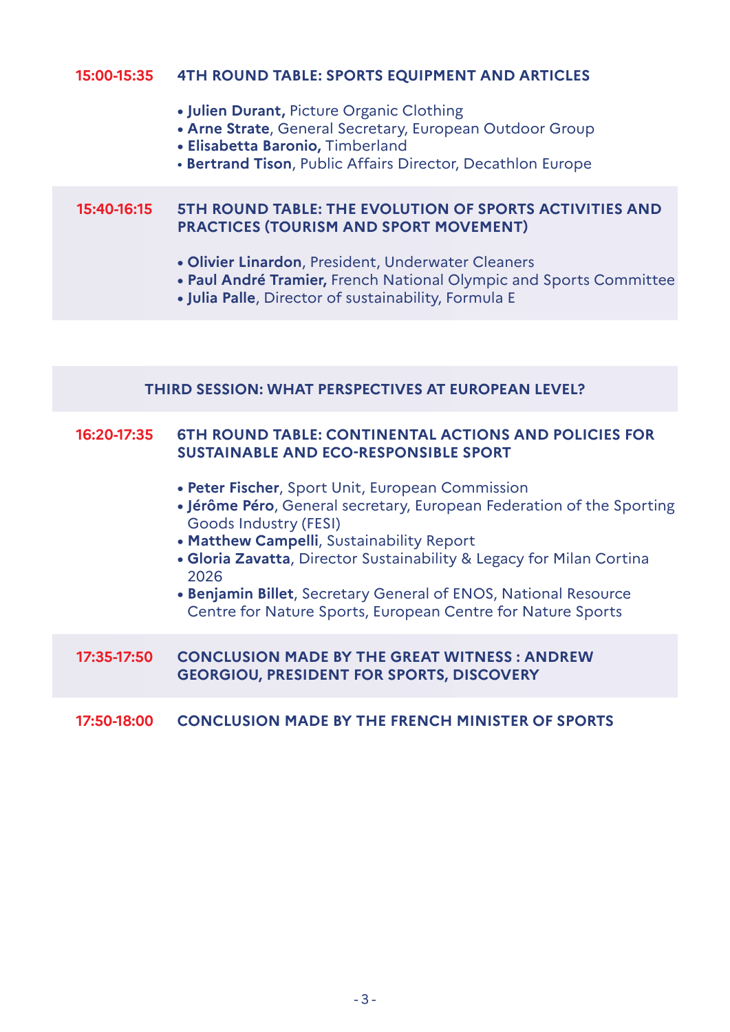**15:00-15:35** **4TH ROUND TABLE: SPORTS EQUIPMENT AND ARTICLES**

- **Julien Durant,** Picture Organic Clothing
- **Arne Strate**, General Secretary, European Outdoor Group
- **Elisabetta Baronio,** Timberland
- **Bertrand Tison**, Public Affairs Director, Decathlon Europe

**15:40-16:15** **5TH ROUND TABLE: THE EVOLUTION OF SPORTS ACTIVITIES AND PRACTICES (TOURISM AND SPORT MOVEMENT)**

- **Olivier Linardon**, President, Underwater Cleaners
- **Paul André Tramier,** French National Olympic and Sports Committee
- **Julia Palle**, Director of sustainability, Formula E

## THIRD SESSION: WHAT PERSPECTIVES AT EUROPEAN LEVEL?

**16:20-17:35** **6TH ROUND TABLE: CONTINENTAL ACTIONS AND POLICIES FOR SUSTAINABLE AND ECO-RESPONSIBLE SPORT**

- **Peter Fischer**, Sport Unit, European Commission
- **Jérôme Péro**, General secretary, European Federation of the Sporting Goods Industry (FESI)
- **Matthew Campelli**, Sustainability Report
- **Gloria Zavatta**, Director Sustainability & Legacy for Milan Cortina 2026
- **Benjamin Billet**, Secretary General of ENOS, National Resource Centre for Nature Sports, European Centre for Nature Sports

**17:35-17:50** **CONCLUSION MADE BY THE GREAT WITNESS : ANDREW GEORGIOU, PRESIDENT FOR SPORTS, DISCOVERY**

**17:50-18:00** **CONCLUSION MADE BY THE FRENCH MINISTER OF SPORTS**